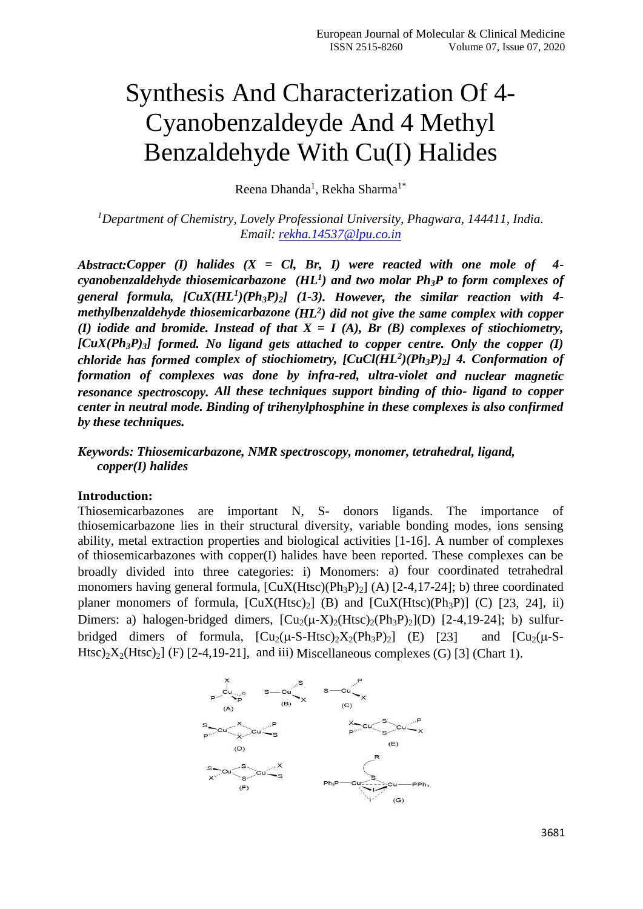# Synthesis And Characterization Of 4-Cyanobenzaldeyde And 4 Methyl Benzaldehyde With Cu(I) Halides

Reena Dhanda[1], Rekha Sharma[1*]

[1]*Department of Chemistry, Lovely Professional University, Phagwara, 144411, India.*
*Email: rekha.14537@lpu.co.in*

***Abstract:*** ***Copper (I) halides (X = Cl, Br, I) were reacted with one mole of 4-cyanobenzaldehyde thiosemicarbazone ($HL^1$) and two molar $Ph_3P$ to form complexes of general formula, $[CuX(HL^1)(Ph_3P)_2]$ (1-3). However, the similar reaction with 4-methylbenzaldehyde thiosemicarbazone ($HL^2$) did not give the same complex with copper (I) iodide and bromide. Instead of that X = I (A), Br (B) complexes of stiochiometry, $[CuX(Ph_3P)_3]$ formed. No ligand gets attached to copper centre. Only the copper (I) chloride has formed complex of stiochiometry, $[CuCl(HL^2)(Ph_3P)_2]$ 4. Conformation of formation of complexes was done by infra-red, ultra-violet and nuclear magnetic resonance spectroscopy. All these techniques support binding of thio- ligand to copper center in neutral mode. Binding of trihenylphosphine in these complexes is also confirmed by these techniques.***

***Keywords: Thiosemicarbazone, NMR spectroscopy, monomer, tetrahedral, ligand, copper(I) halides***

**Introduction:**

Thiosemicarbazones are important N, S- donors ligands. The importance of thiosemicarbazone lies in their structural diversity, variable bonding modes, ions sensing ability, metal extraction properties and biological activities [1-16]. A number of complexes of thiosemicarbazones with copper(I) halides have been reported. These complexes can be broadly divided into three categories: i) Monomers: a) four coordinated tetrahedral monomers having general formula, $[CuX(Htsc)(Ph_3P)_2]$ (A) [2-4,17-24]; b) three coordinated planer monomers of formula, $[CuX(Htsc)_2]$ (B) and $[CuX(Htsc)(Ph_3P)]$ (C) [23, 24], ii) Dimers: a) halogen-bridged dimers, $[Cu_2(\mu\text{-}X)_2(Htsc)_2(Ph_3P)_2]$(D) [2-4,19-24]; b) sulfur-bridged dimers of formula, $[Cu_2(\mu\text{-}S\text{-}Htsc)_2X_2(Ph_3P)_2]$ (E) [23] and $[Cu_2(\mu\text{-}S\text{-}Htsc)_2X_2(Htsc)_2]$ (F) [2-4,19-21], and iii) Miscellaneous complexes (G) [3] (Chart 1).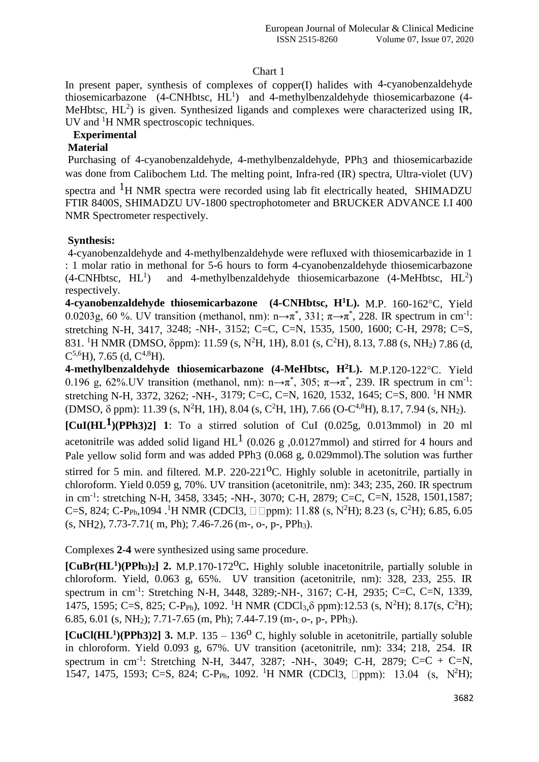Chart 1

In present paper, synthesis of complexes of copper(I) halides with 4-cyanobenzaldehyde thiosemicarbazone (4-CNHbtsc, $HL^1$) and 4-methylbenzaldehyde thiosemicarbazone (4-MeHbtsc, $HL^2$) is given. Synthesized ligands and complexes were characterized using IR, UV and $^1H$ NMR spectroscopic techniques.

## Experimental

### Material

Purchasing of 4-cyanobenzaldehyde, 4-methylbenzaldehyde, $PPh_3$ and thiosemicarbazide was done from Calibochem Ltd. The melting point, Infra-red (IR) spectra, Ultra-violet (UV) spectra and $^1H$ NMR spectra were recorded using lab fit electrically heated, SHIMADZU FTIR 8400S, SHIMADZU UV-1800 spectrophotometer and BRUCKER ADVANCE I.I 400 NMR Spectrometer respectively.

### Synthesis:

4-cyanobenzaldehyde and 4-methylbenzaldehyde were refluxed with thiosemicarbazide in 1 : 1 molar ratio in methonal for 5-6 hours to form 4-cyanobenzaldehyde thiosemicarbazone (4-CNHbtsc, $HL^1$) and 4-methylbenzaldehyde thiosemicarbazone (4-MeHbtsc, $HL^2$) respectively.

**4-cyanobenzaldehyde thiosemicarbazone (4-CNHbtsc, $H^1L$).** M.P. 160-162°C, Yield 0.0203g, 60 %. UV transition (methanol, nm): $n\rightarrow\pi^*$, 331; $\pi\rightarrow\pi^*$, 228. IR spectrum in $cm^{-1}$: stretching N-H, 3417, 3248; -NH-, 3152; C=C, C=N, 1535, 1500, 1600; C-H, 2978; C=S, 831. $^1H$ NMR (DMSO, δppm): 11.59 (s, $N^2H$, 1H), 8.01 (s, $C^2H$), 8.13, 7.88 (s, $NH_2$) 7.86 (d, $C^{5,6}H$), 7.65 (d, $C^{4,8}H$).

**4-methylbenzaldehyde thiosemicarbazone (4-MeHbtsc, $H^2L$).** M.P.120-122°C. Yield 0.196 g, 62%.UV transition (methanol, nm): $n\rightarrow\pi^*$, 305; $\pi\rightarrow\pi^*$, 239. IR spectrum in $cm^{-1}$: stretching N-H, 3372, 3262; -NH-, 3179; C=C, C=N, 1620, 1532, 1645; C=S, 800. $^1H$ NMR (DMSO, δ ppm): 11.39 (s, $N^2H$, 1H), 8.04 (s, $C^2H$, 1H), 7.66 (O-$C^{4,8}H$), 8.17, 7.94 (s, $NH_2$).

**$[CuI(HL^1)(PPh_3)_2]$ 1**: To a stirred solution of CuI (0.025g, 0.013mmol) in 20 ml acetonitrile was added solid ligand $HL^1$ (0.026 g ,0.0127mmol) and stirred for 4 hours and Pale yellow solid form and was added $PPh_3$ (0.068 g, 0.029mmol).The solution was further stirred for 5 min. and filtered. M.P. 220-221°C. Highly soluble in acetonitrile, partially in chloroform. Yield 0.059 g, 70%. UV transition (acetonitrile, nm): 343; 235, 260. IR spectrum in $cm^{-1}$: stretching N-H, 3458, 3345; -NH-, 3070; C-H, 2879; C=C, C=N, 1528, 1501,1587; C=S, 824; C-$P_{Ph}$,1094 .$^1H$ NMR ($CDCl_3$, δ ppm): 11.88 (s, $N^2H$); 8.23 (s, $C^2H$); 6.85, 6.05 (s, $NH_2$), 7.73-7.71( m, Ph); 7.46-7.26 (m-, o-, p-, $PPh_3$).

Complexes **2-4** were synthesized using same procedure.

**$[CuBr(HL^1)(PPh_3)_2]$ 2.** M.P.170-172°C**.** Highly soluble inacetonitrile, partially soluble in chloroform. Yield, 0.063 g, 65%. UV transition (acetonitrile, nm): 328, 233, 255. IR spectrum in $cm^{-1}$: Stretching N-H, 3448, 3289;-NH-, 3167; C-H, 2935; C=C, C=N, 1339, 1475, 1595; C=S, 825; C-$P_{Ph}$), 1092. $^1H$ NMR ($CDCl_3$,δ ppm):12.53 (s, $N^2H$); 8.17(s, $C^2H$); 6.85, 6.01 (s, $NH_2$); 7.71-7.65 (m, Ph); 7.44-7.19 (m-, o-, p-, $PPh_3$).

**$[CuCl(HL^1)(PPh_3)_2]$ 3.** M.P. 135 – 136° C, highly soluble in acetonitrile, partially soluble in chloroform. Yield 0.093 g, 67%. UV transition (acetonitrile, nm): 334; 218, 254. IR spectrum in $cm^{-1}$: Stretching N-H, 3447, 3287; -NH-, 3049; C-H, 2879; C=C + C=N, 1547, 1475, 1593; C=S, 824; C-$P_{Ph}$, 1092. $^1H$ NMR ($CDCl_3$, δppm): 13.04 (s, $N^2H$);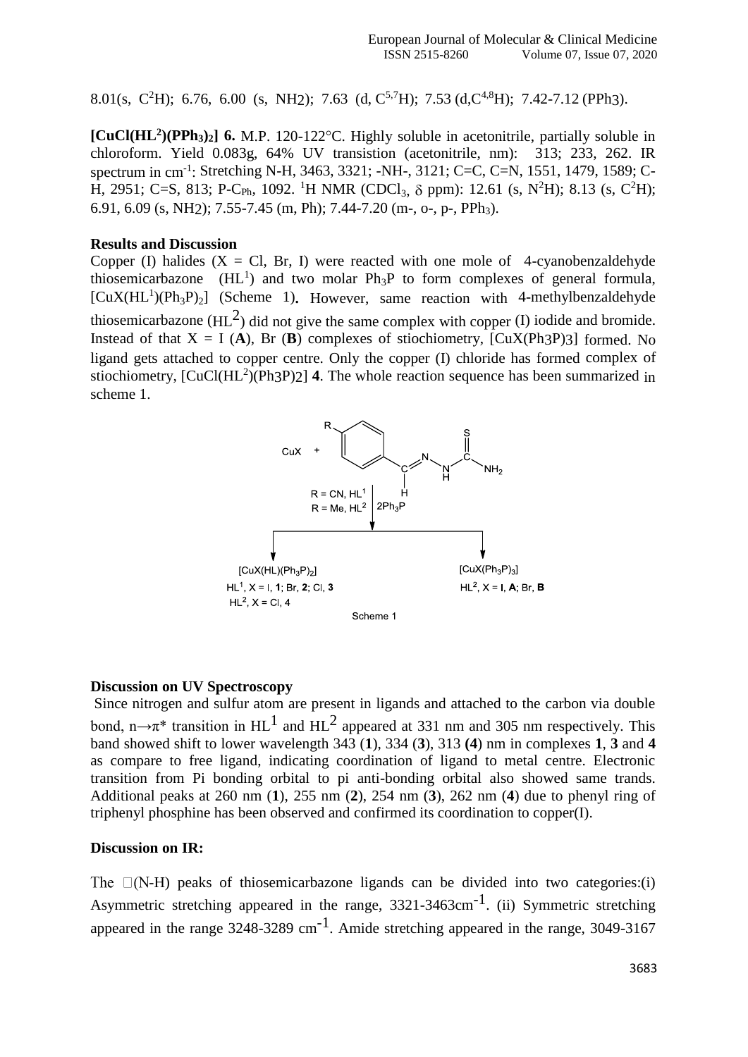8.01(s, $C^2H$); 6.76, 6.00 (s, $NH_2$); 7.63 (d, $C^{5,7}H$); 7.53 (d,$C^{4,8}H$); 7.42-7.12 ($PPh_3$).

**[CuCl($HL^2$)($PPh_3$)$_2$] 6.** M.P. 120-122°C. Highly soluble in acetonitrile, partially soluble in chloroform. Yield 0.083g, 64% UV transistion (acetonitrile, nm): 313; 233, 262. IR spectrum in $cm^{-1}$: Stretching N-H, 3463, 3321; -NH-, 3121; C=C, C=N, 1551, 1479, 1589; C-H, 2951; C=S, 813; P-$C_{Ph}$, 1092. $^1H$ NMR ($CDCl_3$, $\delta$ ppm): 12.61 (s, $N^2H$); 8.13 (s, $C^2H$); 6.91, 6.09 (s, $NH_2$); 7.55-7.45 (m, Ph); 7.44-7.20 (m-, o-, p-, $PPh_3$).

**Results and Discussion**

Copper (I) halides (X = Cl, Br, I) were reacted with one mole of 4-cyanobenzaldehyde thiosemicarbazone ($HL^1$) and two molar $Ph_3P$ to form complexes of general formula, [CuX($HL^1$)($Ph_3P$)$_2$] (Scheme 1)**.** However, same reaction with 4-methylbenzaldehyde thiosemicarbazone ($HL^2$) did not give the same complex with copper (I) iodide and bromide. Instead of that X = I (**A**), Br (**B**) complexes of stiochiometry, [CuX($Ph_3P$)$_3$] formed. No ligand gets attached to copper centre. Only the copper (I) chloride has formed complex of stiochiometry, [CuCl($HL^2$)($Ph_3P$)$_2$] **4**. The whole reaction sequence has been summarized in scheme 1.

CuX + (R-C$_6$H$_4$-CH=N-NH-C(=S)-NH$_2$) → (R = CN, $HL^1$; R = Me, $HL^2$; 2$Ph_3P$)

[CuX(HL)($Ph_3P$)$_2$]: $HL^1$, X = I, **1**; Br, **2**; Cl, **3**; $HL^2$, X = Cl, 4

[CuX($Ph_3P$)$_3$]: $HL^2$, X = I, **A**; Br, **B**

Scheme 1

**Discussion on UV Spectroscopy**

Since nitrogen and sulfur atom are present in ligands and attached to the carbon via double bond, $n\rightarrow\pi^*$ transition in $HL^1$ and $HL^2$ appeared at 331 nm and 305 nm respectively. This band showed shift to lower wavelength 343 (**1**), 334 (**3**), 313 **(4)** nm in complexes **1**, **3** and **4** as compare to free ligand, indicating coordination of ligand to metal centre. Electronic transition from Pi bonding orbital to pi anti-bonding orbital also showed same trands. Additional peaks at 260 nm (**1**), 255 nm (**2**), 254 nm (**3**), 262 nm (**4**) due to phenyl ring of triphenyl phosphine has been observed and confirmed its coordination to copper(I).

**Discussion on IR:**

The (N-H) peaks of thiosemicarbazone ligands can be divided into two categories:(i) Asymmetric stretching appeared in the range, 3321-3463$cm^{-1}$. (ii) Symmetric stretching appeared in the range 3248-3289 $cm^{-1}$. Amide stretching appeared in the range, 3049-3167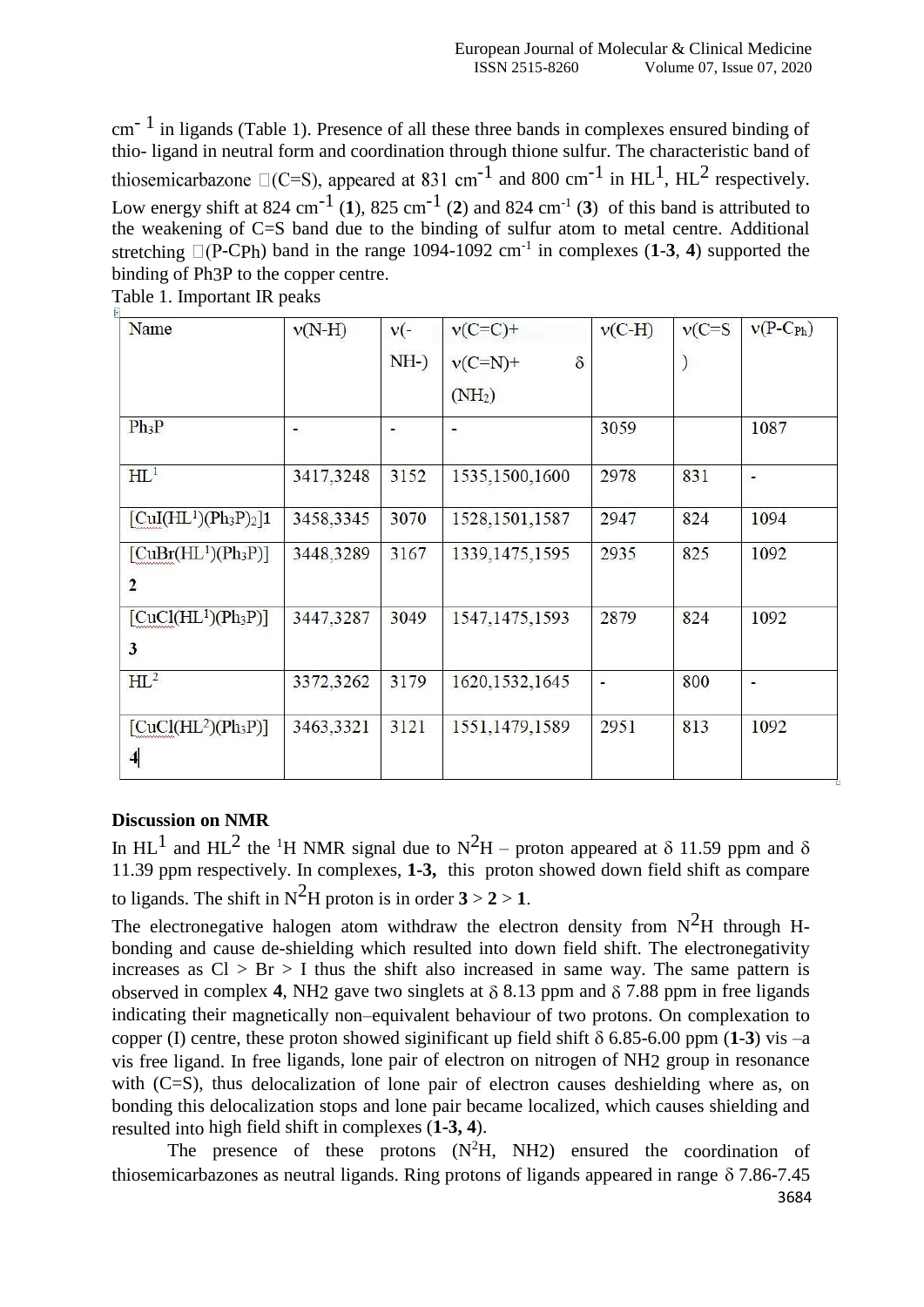$cm^{-1}$ in ligands (Table 1). Presence of all these three bands in complexes ensured binding of thio- ligand in neutral form and coordination through thione sulfur. The characteristic band of thiosemicarbazone (C=S), appeared at 831 $cm^{-1}$ and 800 $cm^{-1}$ in $HL^1$, $HL^2$ respectively. Low energy shift at 824 $cm^{-1}$ (**1**), 825 $cm^{-1}$ (**2**) and 824 $cm^{-1}$ (**3**) of this band is attributed to the weakening of C=S band due to the binding of sulfur atom to metal centre. Additional stretching (P-$C_{Ph}$) band in the range 1094-1092 $cm^{-1}$ in complexes (**1**-**3**, **4**) supported the binding of $Ph_3P$ to the copper centre.

Table 1. Important IR peaks

| Name | ν(N-H) | ν(-NH-) | ν(C=C)+ ν(C=N)+ δ($NH_2$) | ν(C-H) | ν(C=S) | ν(P-$C_{Ph}$) |
|---|---|---|---|---|---|---|
| $Ph_3P$ | - | - | - | 3059 | | 1087 |
| $HL^1$ | 3417,3248 | 3152 | 1535,1500,1600 | 2978 | 831 | - |
| $[CuI(HL^1)(Ph_3P)_2]$ **1** | 3458,3345 | 3070 | 1528,1501,1587 | 2947 | 824 | 1094 |
| $[CuBr(HL^1)(Ph_3P)]$ **2** | 3448,3289 | 3167 | 1339,1475,1595 | 2935 | 825 | 1092 |
| $[CuCl(HL^1)(Ph_3P)]$ **3** | 3447,3287 | 3049 | 1547,1475,1593 | 2879 | 824 | 1092 |
| $HL^2$ | 3372,3262 | 3179 | 1620,1532,1645 | - | 800 | - |
| $[CuCl(HL^2)(Ph_3P)]$ **4** | 3463,3321 | 3121 | 1551,1479,1589 | 2951 | 813 | 1092 |

**Discussion on NMR**

In $HL^1$ and $HL^2$ the $^1H$ NMR signal due to $N^2H$ – proton appeared at δ 11.59 ppm and δ 11.39 ppm respectively. In complexes, **1-3,** this proton showed down field shift as compare to ligands. The shift in $N^2H$ proton is in order **3** > **2** > **1**.

The electronegative halogen atom withdraw the electron density from $N^2H$ through H-bonding and cause de-shielding which resulted into down field shift. The electronegativity increases as Cl > Br > I thus the shift also increased in same way. The same pattern is observed in complex **4**, $NH_2$ gave two singlets at δ 8.13 ppm and δ 7.88 ppm in free ligands indicating their magnetically non–equivalent behaviour of two protons. On complexation to copper (I) centre, these proton showed siginificant up field shift δ 6.85-6.00 ppm (**1-3**) vis –a vis free ligand. In free ligands, lone pair of electron on nitrogen of $NH_2$ group in resonance with (C=S), thus delocalization of lone pair of electron causes deshielding where as, on bonding this delocalization stops and lone pair became localized, which causes shielding and resulted into high field shift in complexes (**1-3, 4**).

The presence of these protons ($N^2H$, NH2) ensured the coordination of thiosemicarbazones as neutral ligands. Ring protons of ligands appeared in range δ 7.86-7.45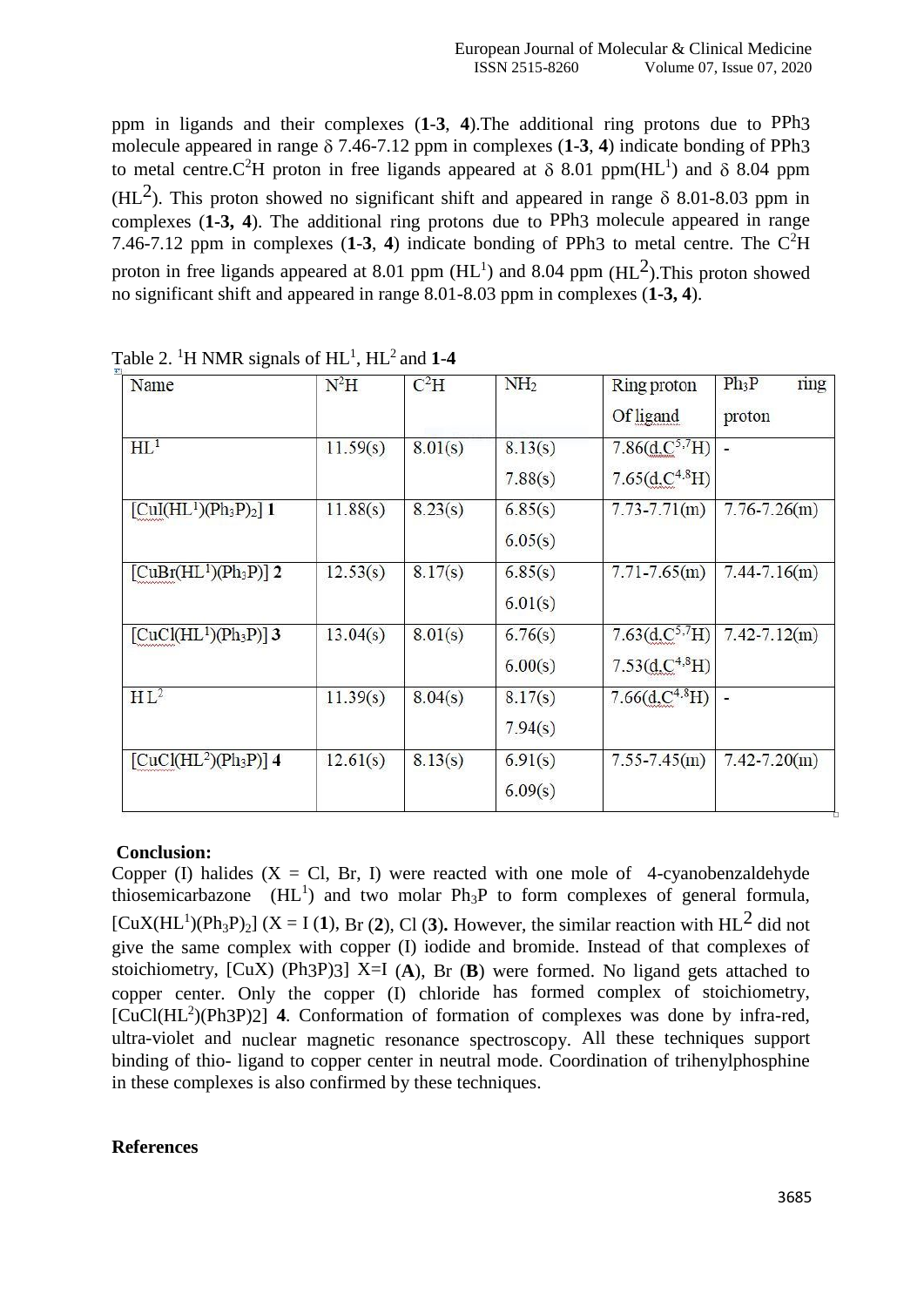ppm in ligands and their complexes (**1-3**, **4**).The additional ring protons due to $PPh_3$ molecule appeared in range δ 7.46-7.12 ppm in complexes (**1-3**, **4**) indicate bonding of $PPh_3$ to metal centre.$C^2H$ proton in free ligands appeared at δ 8.01 ppm($HL^1$) and δ 8.04 ppm ($HL^2$). This proton showed no significant shift and appeared in range δ 8.01-8.03 ppm in complexes (**1-3, 4**). The additional ring protons due to $PPh_3$ molecule appeared in range 7.46-7.12 ppm in complexes (**1-3**, **4**) indicate bonding of PPh3 to metal centre. The $C^2H$ proton in free ligands appeared at 8.01 ppm ($HL^1$) and 8.04 ppm ($HL^2$).This proton showed no significant shift and appeared in range 8.01-8.03 ppm in complexes (**1-3, 4**).

Table 2. $^1H$ NMR signals of $HL^1$, $HL^2$ and **1-4**

| Name | $N^2H$ | $C^2H$ | $NH_2$ | Ring proton Of ligand | $Ph_3P$ ring proton |
|---|---|---|---|---|---|
| $HL^1$ | 11.59(s) | 8.01(s) | 8.13(s) 7.88(s) | 7.86(d,$C^{5,7}H$) 7.65(d,$C^{4,8}H$) | - |
| $[CuI(HL^1)(Ph_3P)_2]$ **1** | 11.88(s) | 8.23(s) | 6.85(s) 6.05(s) | 7.73-7.71(m) | 7.76-7.26(m) |
| $[CuBr(HL^1)(Ph_3P)]$ **2** | 12.53(s) | 8.17(s) | 6.85(s) 6.01(s) | 7.71-7.65(m) | 7.44-7.16(m) |
| $[CuCl(HL^1)(Ph_3P)]$ **3** | 13.04(s) | 8.01(s) | 6.76(s) 6.00(s) | 7.63(d,$C^{5,7}H$) 7.53(d,$C^{4,8}H$) | 7.42-7.12(m) |
| $HL^2$ | 11.39(s) | 8.04(s) | 8.17(s) 7.94(s) | 7.66(d,$C^{4,8}H$) | - |
| $[CuCl(HL^2)(Ph_3P)]$ **4** | 12.61(s) | 8.13(s) | 6.91(s) 6.09(s) | 7.55-7.45(m) | 7.42-7.20(m) |

**Conclusion:**

Copper (I) halides (X = Cl, Br, I) were reacted with one mole of 4-cyanobenzaldehyde thiosemicarbazone ($HL^1$) and two molar $Ph_3P$ to form complexes of general formula, $[CuX(HL^1)(Ph_3P)_2]$ (X = I (**1**), Br (**2**), Cl (**3**). However, the similar reaction with $HL^2$ did not give the same complex with copper (I) iodide and bromide. Instead of that complexes of stoichiometry, $[CuX)(Ph_3P)_3]$ X=I (**A**), Br (**B**) were formed. No ligand gets attached to copper center. Only the copper (I) chloride has formed complex of stoichiometry, $[CuCl(HL^2)(Ph_3P)_2]$ **4**. Conformation of formation of complexes was done by infra-red, ultra-violet and nuclear magnetic resonance spectroscopy. All these techniques support binding of thio- ligand to copper center in neutral mode. Coordination of trihenylphosphine in these complexes is also confirmed by these techniques.

**References**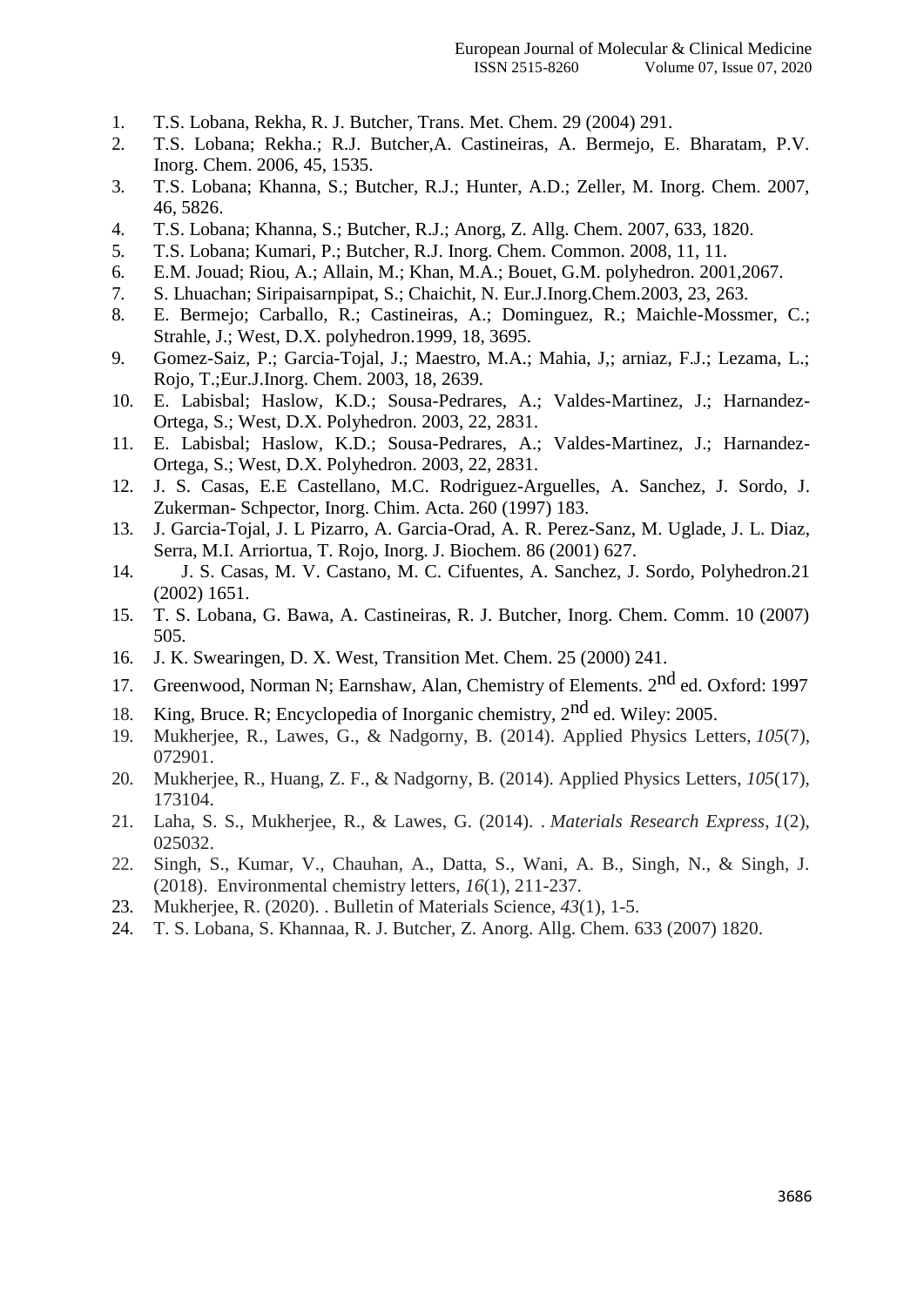1. T.S. Lobana, Rekha, R. J. Butcher, Trans. Met. Chem. 29 (2004) 291.
2. T.S. Lobana; Rekha.; R.J. Butcher,A. Castineiras, A. Bermejo, E. Bharatam, P.V. Inorg. Chem. 2006, 45, 1535.
3. T.S. Lobana; Khanna, S.; Butcher, R.J.; Hunter, A.D.; Zeller, M. Inorg. Chem. 2007, 46, 5826.
4. T.S. Lobana; Khanna, S.; Butcher, R.J.; Anorg, Z. Allg. Chem. 2007, 633, 1820.
5. T.S. Lobana; Kumari, P.; Butcher, R.J. Inorg. Chem. Common. 2008, 11, 11.
6. E.M. Jouad; Riou, A.; Allain, M.; Khan, M.A.; Bouet, G.M. polyhedron. 2001,2067.
7. S. Lhuachan; Siripaisarnpipat, S.; Chaichit, N. Eur.J.Inorg.Chem.2003, 23, 263.
8. E. Bermejo; Carballo, R.; Castineiras, A.; Dominguez, R.; Maichle-Mossmer, C.; Strahle, J.; West, D.X. polyhedron.1999, 18, 3695.
9. Gomez-Saiz, P.; Garcia-Tojal, J.; Maestro, M.A.; Mahia, J,; arniaz, F.J.; Lezama, L.; Rojo, T.;Eur.J.Inorg. Chem. 2003, 18, 2639.
10. E. Labisbal; Haslow, K.D.; Sousa-Pedrares, A.; Valdes-Martinez, J.; Harnandez-Ortega, S.; West, D.X. Polyhedron. 2003, 22, 2831.
11. E. Labisbal; Haslow, K.D.; Sousa-Pedrares, A.; Valdes-Martinez, J.; Harnandez-Ortega, S.; West, D.X. Polyhedron. 2003, 22, 2831.
12. J. S. Casas, E.E Castellano, M.C. Rodriguez-Arguelles, A. Sanchez, J. Sordo, J. Zukerman- Schpector, Inorg. Chim. Acta. 260 (1997) 183.
13. J. Garcia-Tojal, J. L Pizarro, A. Garcia-Orad, A. R. Perez-Sanz, M. Uglade, J. L. Diaz, Serra, M.I. Arriortua, T. Rojo, Inorg. J. Biochem. 86 (2001) 627.
14. J. S. Casas, M. V. Castano, M. C. Cifuentes, A. Sanchez, J. Sordo, Polyhedron.21 (2002) 1651.
15. T. S. Lobana, G. Bawa, A. Castineiras, R. J. Butcher, Inorg. Chem. Comm. 10 (2007) 505.
16. J. K. Swearingen, D. X. West, Transition Met. Chem. 25 (2000) 241.
17. Greenwood, Norman N; Earnshaw, Alan, Chemistry of Elements. 2nd ed. Oxford: 1997
18. King, Bruce. R; Encyclopedia of Inorganic chemistry, 2nd ed. Wiley: 2005.
19. Mukherjee, R., Lawes, G., & Nadgorny, B. (2014). Applied Physics Letters, *105*(7), 072901.
20. Mukherjee, R., Huang, Z. F., & Nadgorny, B. (2014). Applied Physics Letters, *105*(17), 173104.
21. Laha, S. S., Mukherjee, R., & Lawes, G. (2014). . *Materials Research Express*, *1*(2), 025032.
22. Singh, S., Kumar, V., Chauhan, A., Datta, S., Wani, A. B., Singh, N., & Singh, J. (2018). Environmental chemistry letters, *16*(1), 211-237.
23. Mukherjee, R. (2020). . Bulletin of Materials Science, *43*(1), 1-5.
24. T. S. Lobana, S. Khannaa, R. J. Butcher, Z. Anorg. Allg. Chem. 633 (2007) 1820.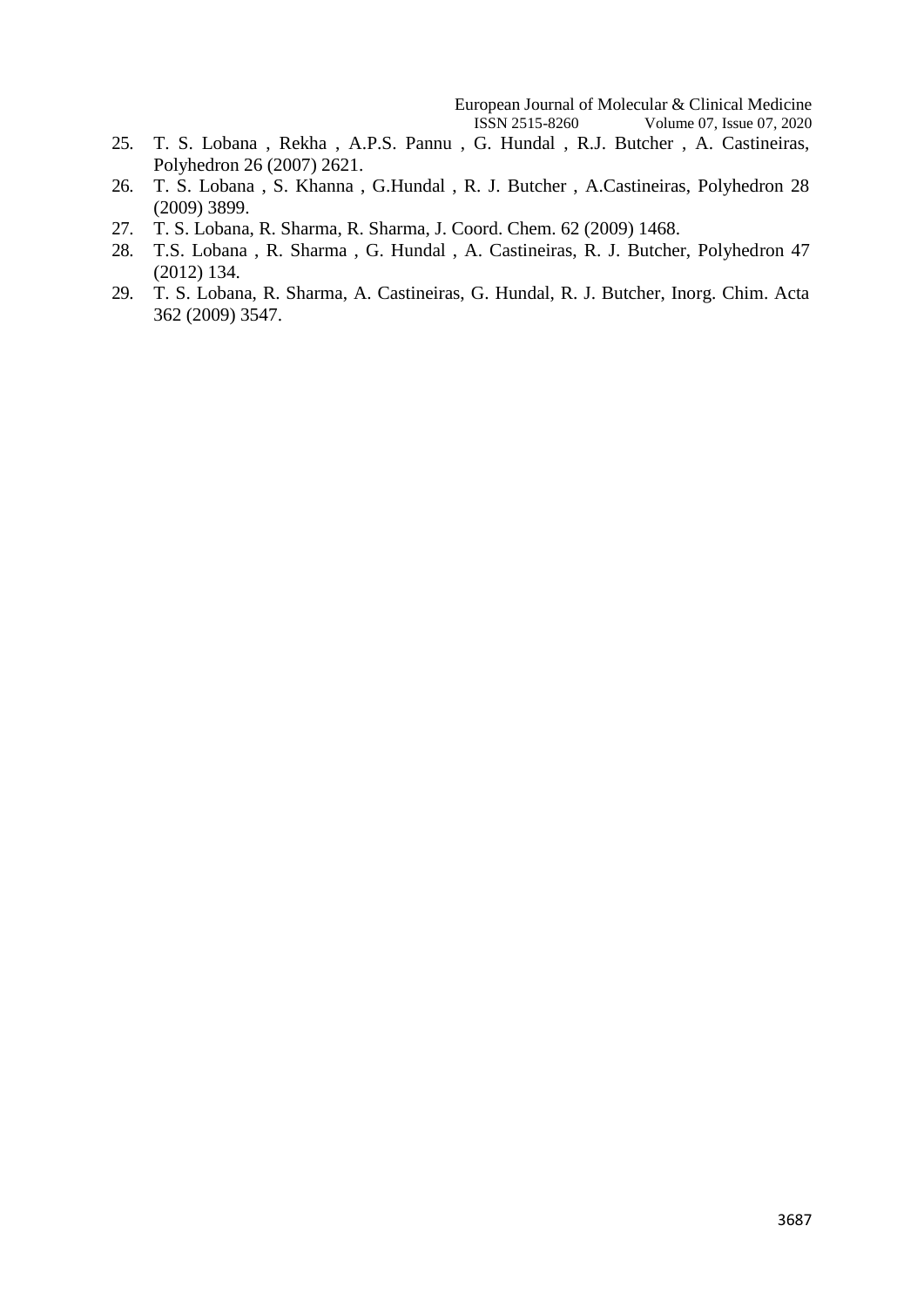25. T. S. Lobana , Rekha , A.P.S. Pannu , G. Hundal , R.J. Butcher , A. Castineiras, Polyhedron 26 (2007) 2621.
26. T. S. Lobana , S. Khanna , G.Hundal , R. J. Butcher , A.Castineiras, Polyhedron 28 (2009) 3899.
27. T. S. Lobana, R. Sharma, R. Sharma, J. Coord. Chem. 62 (2009) 1468.
28. T.S. Lobana , R. Sharma , G. Hundal , A. Castineiras, R. J. Butcher, Polyhedron 47 (2012) 134.
29. T. S. Lobana, R. Sharma, A. Castineiras, G. Hundal, R. J. Butcher, Inorg. Chim. Acta 362 (2009) 3547.